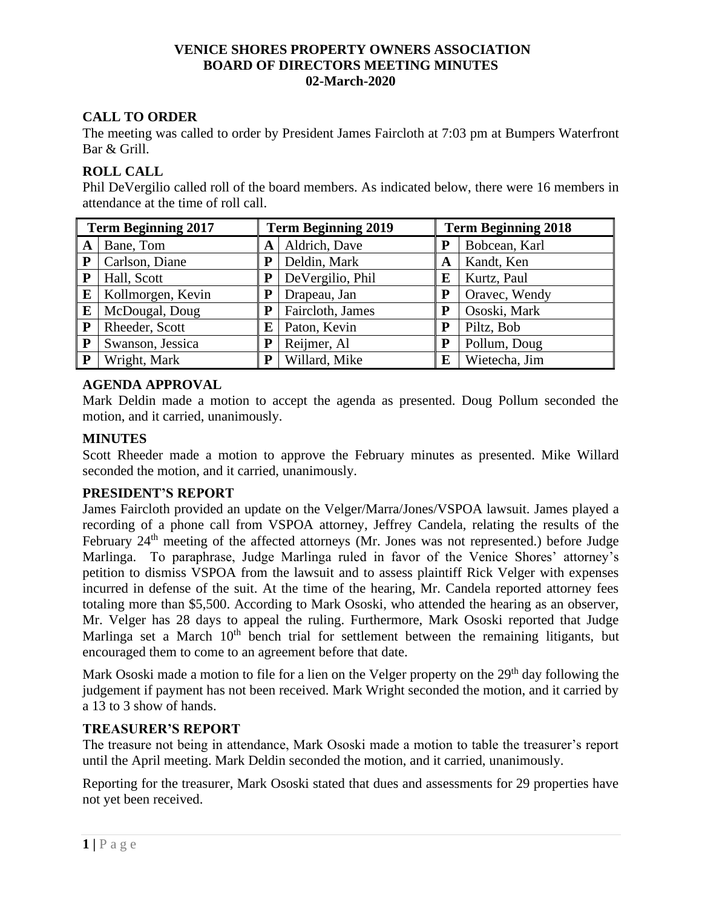# VENICE SHORES PROPERTY OWNERS ASSOCIATION
# BOARD OF DIRECTORS MEETING MINUTES
# 02-March-2020

## CALL TO ORDER

The meeting was called to order by President James Faircloth at 7:03 pm at Bumpers Waterfront Bar & Grill.

## ROLL CALL

Phil DeVergilio called roll of the board members. As indicated below, there were 16 members in attendance at the time of roll call.

| Term Beginning 2017 | | Term Beginning 2019 | | Term Beginning 2018 | |
|---|---|---|---|---|---|
| A | Bane, Tom | A | Aldrich, Dave | P | Bobcean, Karl |
| P | Carlson, Diane | P | Deldin, Mark | A | Kandt, Ken |
| P | Hall, Scott | P | DeVergilio, Phil | E | Kurtz, Paul |
| E | Kollmorgen, Kevin | P | Drapeau, Jan | P | Oravec, Wendy |
| E | McDougal, Doug | P | Faircloth, James | P | Ososki, Mark |
| P | Rheeder, Scott | E | Paton, Kevin | P | Piltz, Bob |
| P | Swanson, Jessica | P | Reijmer, Al | P | Pollum, Doug |
| P | Wright, Mark | P | Willard, Mike | E | Wietecha, Jim |

## AGENDA APPROVAL

Mark Deldin made a motion to accept the agenda as presented. Doug Pollum seconded the motion, and it carried, unanimously.

## MINUTES

Scott Rheeder made a motion to approve the February minutes as presented. Mike Willard seconded the motion, and it carried, unanimously.

## PRESIDENT'S REPORT

James Faircloth provided an update on the Velger/Marra/Jones/VSPOA lawsuit. James played a recording of a phone call from VSPOA attorney, Jeffrey Candela, relating the results of the February 24th meeting of the affected attorneys (Mr. Jones was not represented.) before Judge Marlinga. To paraphrase, Judge Marlinga ruled in favor of the Venice Shores' attorney's petition to dismiss VSPOA from the lawsuit and to assess plaintiff Rick Velger with expenses incurred in defense of the suit. At the time of the hearing, Mr. Candela reported attorney fees totaling more than $5,500. According to Mark Ososki, who attended the hearing as an observer, Mr. Velger has 28 days to appeal the ruling. Furthermore, Mark Ososki reported that Judge Marlinga set a March 10th bench trial for settlement between the remaining litigants, but encouraged them to come to an agreement before that date.

Mark Ososki made a motion to file for a lien on the Velger property on the 29th day following the judgement if payment has not been received. Mark Wright seconded the motion, and it carried by a 13 to 3 show of hands.

## TREASURER'S REPORT

The treasure not being in attendance, Mark Ososki made a motion to table the treasurer's report until the April meeting. Mark Deldin seconded the motion, and it carried, unanimously.

Reporting for the treasurer, Mark Ososki stated that dues and assessments for 29 properties have not yet been received.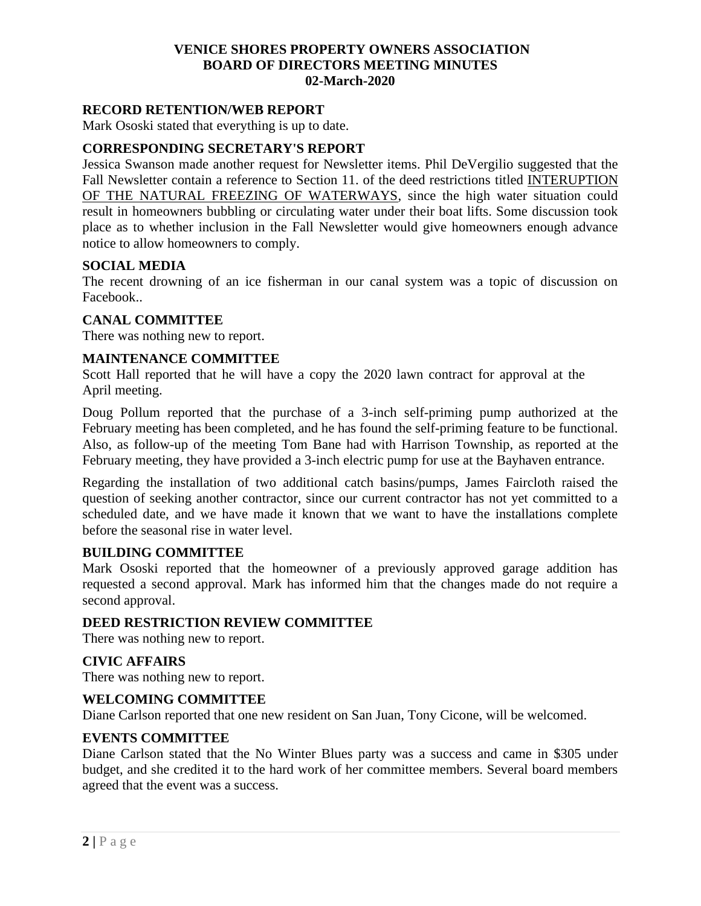**VENICE SHORES PROPERTY OWNERS ASSOCIATION**
**BOARD OF DIRECTORS MEETING MINUTES**
**02-March-2020**

## RECORD RETENTION/WEB REPORT

Mark Ososki stated that everything is up to date.

## CORRESPONDING SECRETARY'S REPORT

Jessica Swanson made another request for Newsletter items. Phil DeVergilio suggested that the Fall Newsletter contain a reference to Section 11. of the deed restrictions titled <u>INTERUPTION OF THE NATURAL FREEZING OF WATERWAYS</u>, since the high water situation could result in homeowners bubbling or circulating water under their boat lifts. Some discussion took place as to whether inclusion in the Fall Newsletter would give homeowners enough advance notice to allow homeowners to comply.

## SOCIAL MEDIA

The recent drowning of an ice fisherman in our canal system was a topic of discussion on Facebook..

## CANAL COMMITTEE

There was nothing new to report.

## MAINTENANCE COMMITTEE

Scott Hall reported that he will have a copy the 2020 lawn contract for approval at the April meeting.

Doug Pollum reported that the purchase of a 3-inch self-priming pump authorized at the February meeting has been completed, and he has found the self-priming feature to be functional. Also, as follow-up of the meeting Tom Bane had with Harrison Township, as reported at the February meeting, they have provided a 3-inch electric pump for use at the Bayhaven entrance.

Regarding the installation of two additional catch basins/pumps, James Faircloth raised the question of seeking another contractor, since our current contractor has not yet committed to a scheduled date, and we have made it known that we want to have the installations complete before the seasonal rise in water level.

## BUILDING COMMITTEE

Mark Ososki reported that the homeowner of a previously approved garage addition has requested a second approval. Mark has informed him that the changes made do not require a second approval.

## DEED RESTRICTION REVIEW COMMITTEE

There was nothing new to report.

## CIVIC AFFAIRS

There was nothing new to report.

## WELCOMING COMMITTEE

Diane Carlson reported that one new resident on San Juan, Tony Cicone, will be welcomed.

## EVENTS COMMITTEE

Diane Carlson stated that the No Winter Blues party was a success and came in $305 under budget, and she credited it to the hard work of her committee members. Several board members agreed that the event was a success.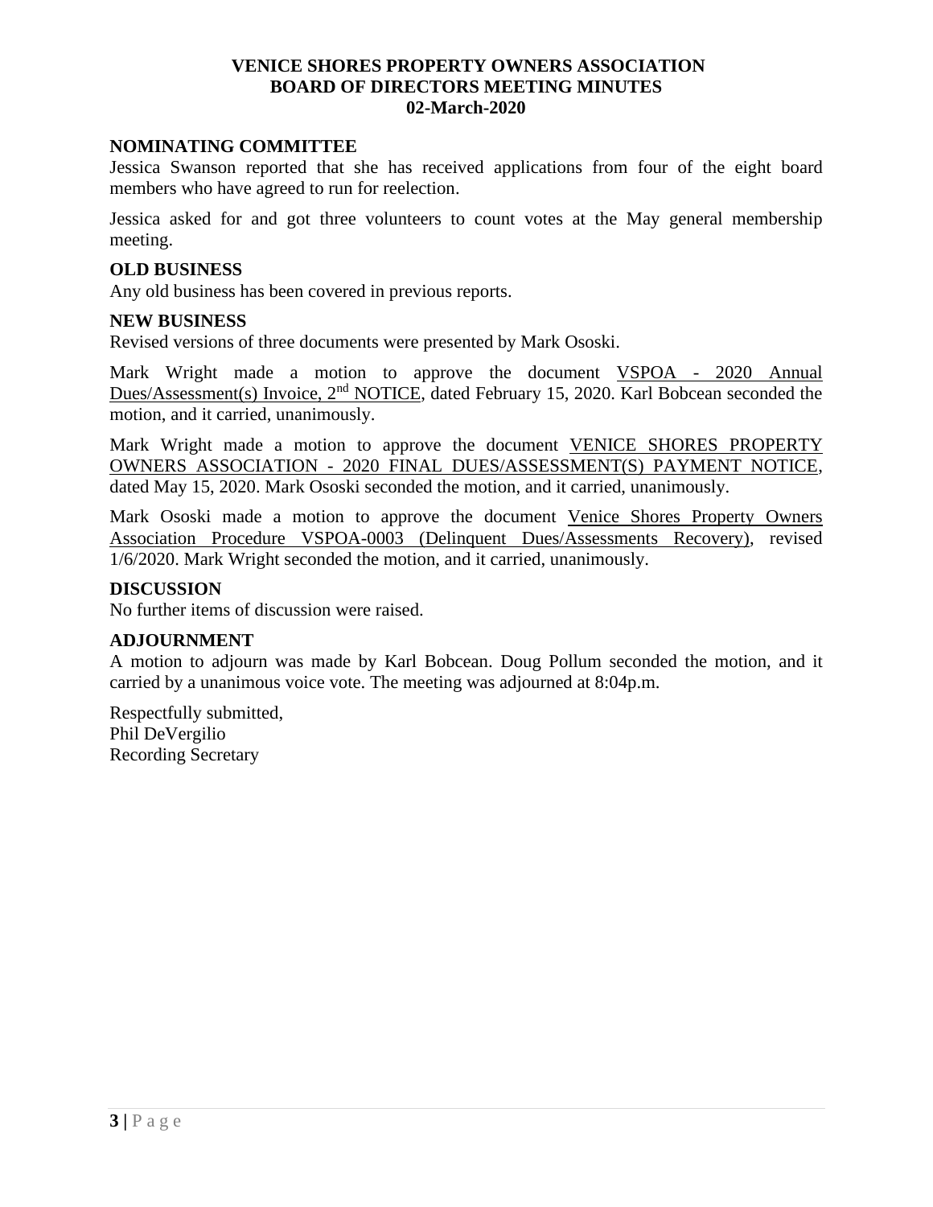**VENICE SHORES PROPERTY OWNERS ASSOCIATION**
**BOARD OF DIRECTORS MEETING MINUTES**
**02-March-2020**

## NOMINATING COMMITTEE

Jessica Swanson reported that she has received applications from four of the eight board members who have agreed to run for reelection.

Jessica asked for and got three volunteers to count votes at the May general membership meeting.

## OLD BUSINESS

Any old business has been covered in previous reports.

## NEW BUSINESS

Revised versions of three documents were presented by Mark Ososki.

Mark Wright made a motion to approve the document VSPOA - 2020 Annual Dues/Assessment(s) Invoice, 2nd NOTICE, dated February 15, 2020. Karl Bobcean seconded the motion, and it carried, unanimously.

Mark Wright made a motion to approve the document VENICE SHORES PROPERTY OWNERS ASSOCIATION - 2020 FINAL DUES/ASSESSMENT(S) PAYMENT NOTICE, dated May 15, 2020. Mark Ososki seconded the motion, and it carried, unanimously.

Mark Ososki made a motion to approve the document Venice Shores Property Owners Association Procedure VSPOA-0003 (Delinquent Dues/Assessments Recovery), revised 1/6/2020. Mark Wright seconded the motion, and it carried, unanimously.

## DISCUSSION

No further items of discussion were raised.

## ADJOURNMENT

A motion to adjourn was made by Karl Bobcean. Doug Pollum seconded the motion, and it carried by a unanimous voice vote. The meeting was adjourned at 8:04p.m.

Respectfully submitted,
Phil DeVergilio
Recording Secretary